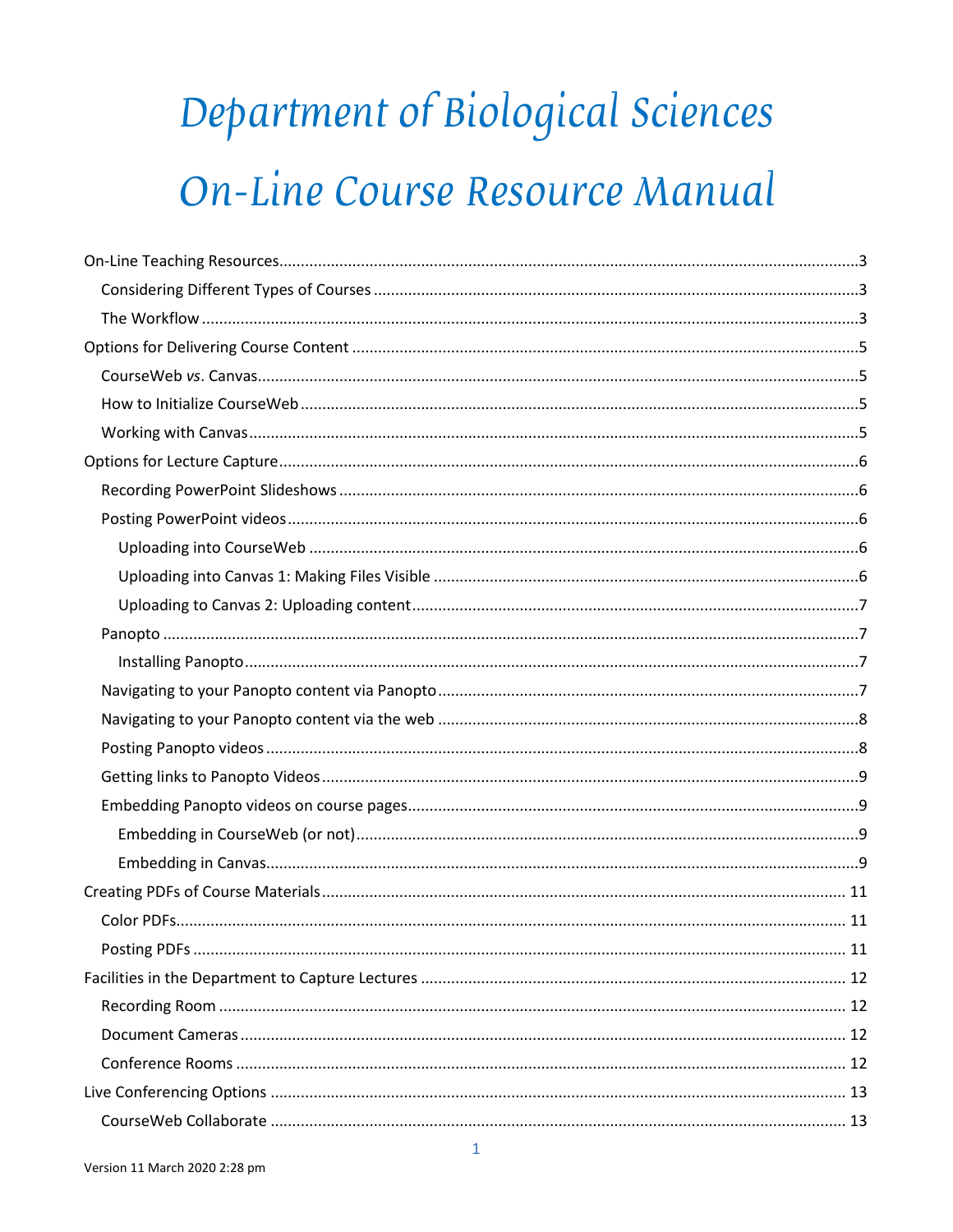# Department of Biological Sciences

# On-Line Course Resource Manual

- On-Line Teaching Resources ..... 3
  - Considering Different Types of Courses ..... 3
  - The Workflow ..... 3
- Options for Delivering Course Content ..... 5
  - CourseWeb *vs*. Canvas ..... 5
  - How to Initialize CourseWeb ..... 5
  - Working with Canvas ..... 5
- Options for Lecture Capture ..... 6
  - Recording PowerPoint Slideshows ..... 6
  - Posting PowerPoint videos ..... 6
    - Uploading into CourseWeb ..... 6
    - Uploading into Canvas 1: Making Files Visible ..... 6
    - Uploading to Canvas 2: Uploading content ..... 7
  - Panopto ..... 7
    - Installing Panopto ..... 7
  - Navigating to your Panopto content via Panopto ..... 7
  - Navigating to your Panopto content via the web ..... 8
  - Posting Panopto videos ..... 8
  - Getting links to Panopto Videos ..... 9
  - Embedding Panopto videos on course pages ..... 9
    - Embedding in CourseWeb (or not) ..... 9
    - Embedding in Canvas ..... 9
- Creating PDFs of Course Materials ..... 11
  - Color PDFs ..... 11
  - Posting PDFs ..... 11
- Facilities in the Department to Capture Lectures ..... 12
  - Recording Room ..... 12
  - Document Cameras ..... 12
  - Conference Rooms ..... 12
- Live Conferencing Options ..... 13
  - CourseWeb Collaborate ..... 13

Version 11 March 2020 2:28 pm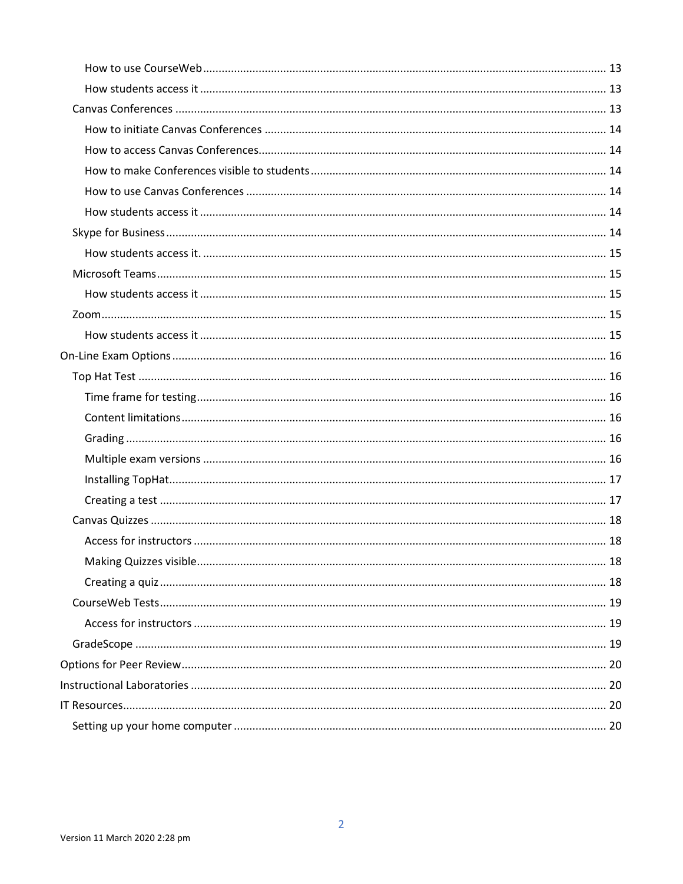- How to use CourseWeb ........ 13
- How students access it ........ 13
- Canvas Conferences ........ 13
  - How to initiate Canvas Conferences ........ 14
  - How to access Canvas Conferences........ 14
  - How to make Conferences visible to students ........ 14
  - How to use Canvas Conferences ........ 14
  - How students access it ........ 14
- Skype for Business ........ 14
  - How students access it. ........ 15
- Microsoft Teams ........ 15
  - How students access it ........ 15
- Zoom ........ 15
  - How students access it ........ 15

On-Line Exam Options ........ 16

- Top Hat Test ........ 16
  - Time frame for testing ........ 16
  - Content limitations ........ 16
  - Grading ........ 16
  - Multiple exam versions ........ 16
  - Installing TopHat ........ 17
  - Creating a test ........ 17
- Canvas Quizzes ........ 18
  - Access for instructors ........ 18
  - Making Quizzes visible ........ 18
  - Creating a quiz ........ 18
- CourseWeb Tests ........ 19
  - Access for instructors ........ 19
- GradeScope ........ 19

Options for Peer Review ........ 20

Instructional Laboratories ........ 20

IT Resources ........ 20

- Setting up your home computer ........ 20

Version 11 March 2020 2:28 pm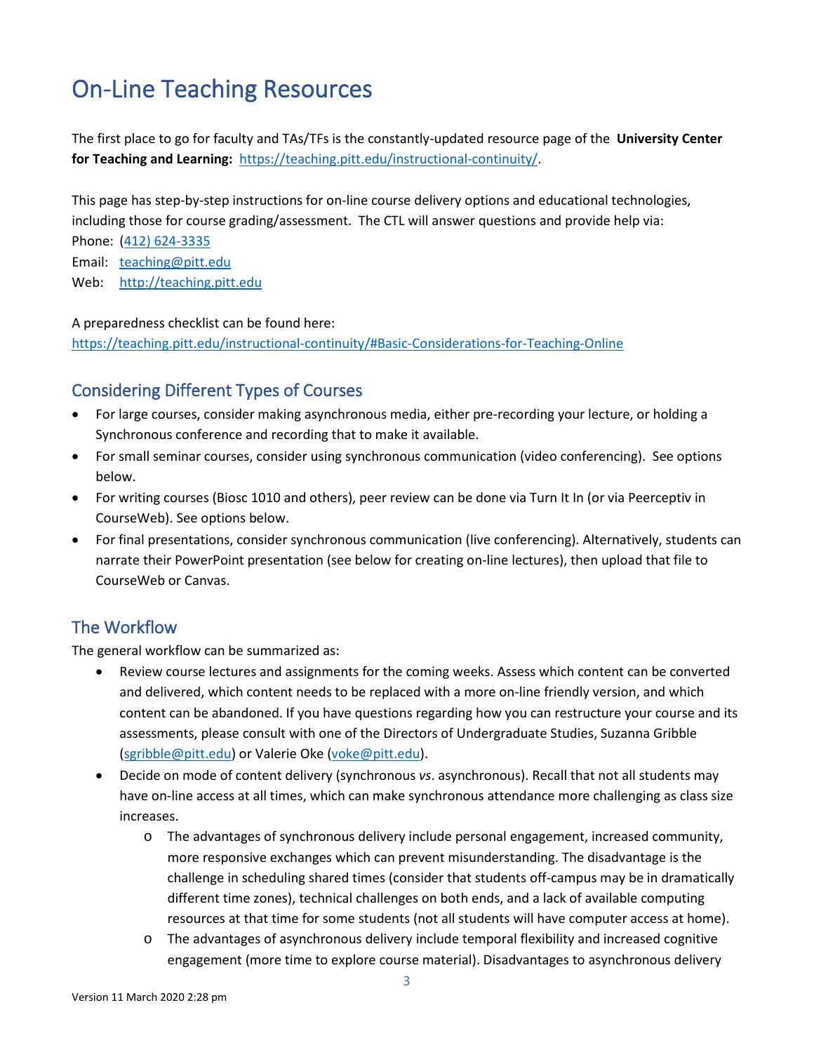# On-Line Teaching Resources

The first place to go for faculty and TAs/TFs is the constantly-updated resource page of the **University Center for Teaching and Learning:** [https://teaching.pitt.edu/instructional-continuity/](https://teaching.pitt.edu/instructional-continuity/).

This page has step-by-step instructions for on-line course delivery options and educational technologies, including those for course grading/assessment. The CTL will answer questions and provide help via:

Phone: (412) 624-3335
Email: teaching@pitt.edu
Web: http://teaching.pitt.edu

A preparedness checklist can be found here:
https://teaching.pitt.edu/instructional-continuity/#Basic-Considerations-for-Teaching-Online

## Considering Different Types of Courses

- For large courses, consider making asynchronous media, either pre-recording your lecture, or holding a Synchronous conference and recording that to make it available.
- For small seminar courses, consider using synchronous communication (video conferencing). See options below.
- For writing courses (Biosc 1010 and others), peer review can be done via Turn It In (or via Peerceptiv in CourseWeb). See options below.
- For final presentations, consider synchronous communication (live conferencing). Alternatively, students can narrate their PowerPoint presentation (see below for creating on-line lectures), then upload that file to CourseWeb or Canvas.

## The Workflow

The general workflow can be summarized as:

- Review course lectures and assignments for the coming weeks. Assess which content can be converted and delivered, which content needs to be replaced with a more on-line friendly version, and which content can be abandoned. If you have questions regarding how you can restructure your course and its assessments, please consult with one of the Directors of Undergraduate Studies, Suzanna Gribble (sgribble@pitt.edu) or Valerie Oke (voke@pitt.edu).
- Decide on mode of content delivery (synchronous *vs*. asynchronous). Recall that not all students may have on-line access at all times, which can make synchronous attendance more challenging as class size increases.
  - The advantages of synchronous delivery include personal engagement, increased community, more responsive exchanges which can prevent misunderstanding. The disadvantage is the challenge in scheduling shared times (consider that students off-campus may be in dramatically different time zones), technical challenges on both ends, and a lack of available computing resources at that time for some students (not all students will have computer access at home).
  - The advantages of asynchronous delivery include temporal flexibility and increased cognitive engagement (more time to explore course material). Disadvantages to asynchronous delivery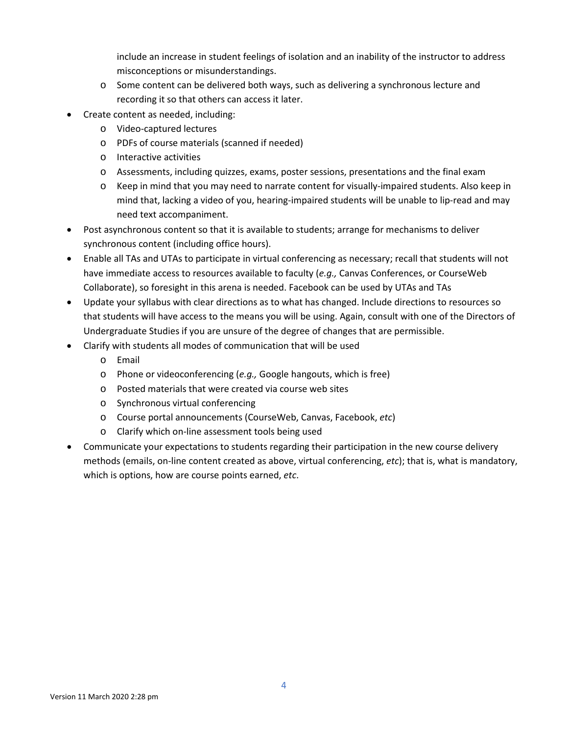include an increase in student feelings of isolation and an inability of the instructor to address misconceptions or misunderstandings.
  - Some content can be delivered both ways, such as delivering a synchronous lecture and recording it so that others can access it later.
- Create content as needed, including:
  - Video-captured lectures
  - PDFs of course materials (scanned if needed)
  - Interactive activities
  - Assessments, including quizzes, exams, poster sessions, presentations and the final exam
  - Keep in mind that you may need to narrate content for visually-impaired students. Also keep in mind that, lacking a video of you, hearing-impaired students will be unable to lip-read and may need text accompaniment.
- Post asynchronous content so that it is available to students; arrange for mechanisms to deliver synchronous content (including office hours).
- Enable all TAs and UTAs to participate in virtual conferencing as necessary; recall that students will not have immediate access to resources available to faculty (*e.g.,* Canvas Conferences, or CourseWeb Collaborate), so foresight in this arena is needed. Facebook can be used by UTAs and TAs
- Update your syllabus with clear directions as to what has changed. Include directions to resources so that students will have access to the means you will be using. Again, consult with one of the Directors of Undergraduate Studies if you are unsure of the degree of changes that are permissible.
- Clarify with students all modes of communication that will be used
  - Email
  - Phone or videoconferencing (*e.g.,* Google hangouts, which is free)
  - Posted materials that were created via course web sites
  - Synchronous virtual conferencing
  - Course portal announcements (CourseWeb, Canvas, Facebook, *etc*)
  - Clarify which on-line assessment tools being used
- Communicate your expectations to students regarding their participation in the new course delivery methods (emails, on-line content created as above, virtual conferencing, *etc*); that is, what is mandatory, which is options, how are course points earned, *etc*.

Version 11 March 2020 2:28 pm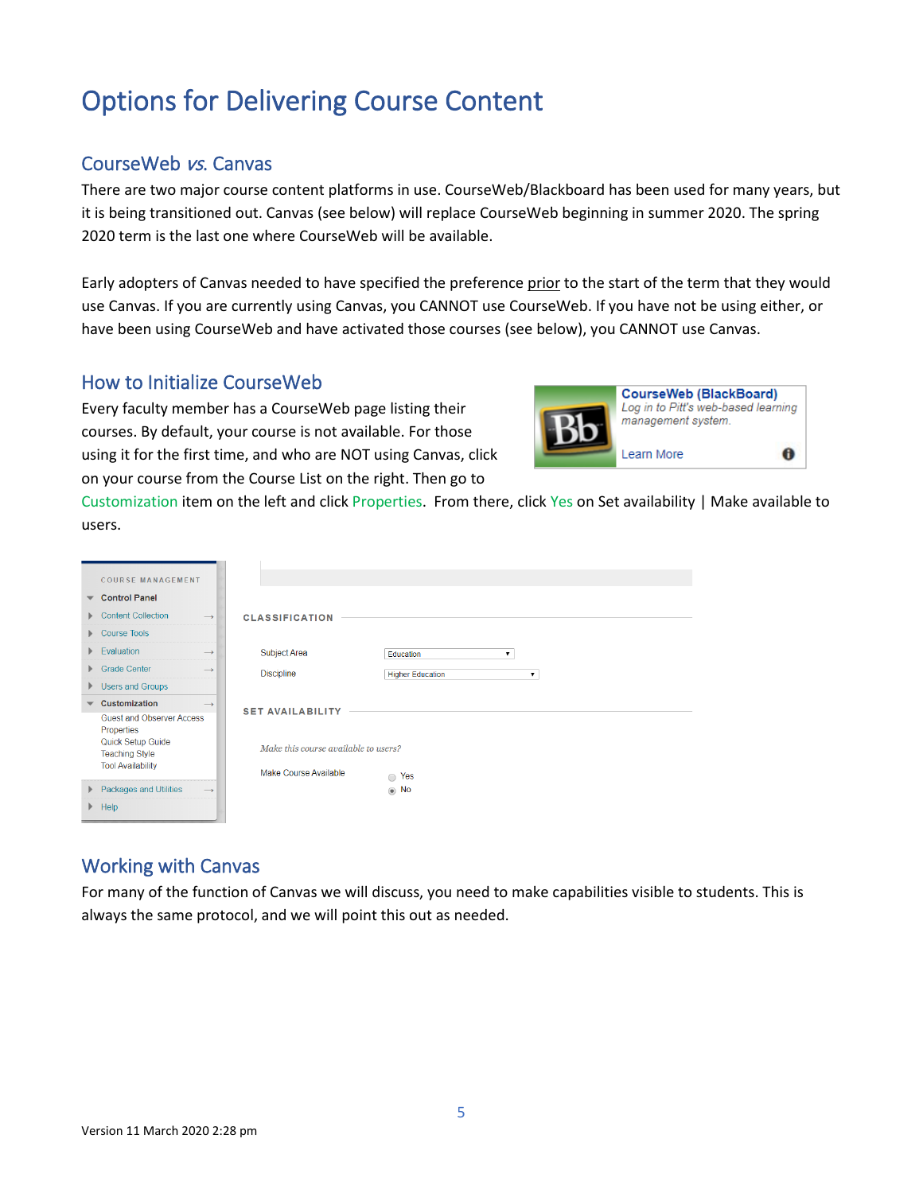# Options for Delivering Course Content

## CourseWeb *vs.* Canvas

There are two major course content platforms in use. CourseWeb/Blackboard has been used for many years, but it is being transitioned out. Canvas (see below) will replace CourseWeb beginning in summer 2020. The spring 2020 term is the last one where CourseWeb will be available.

Early adopters of Canvas needed to have specified the preference prior to the start of the term that they would use Canvas. If you are currently using Canvas, you CANNOT use CourseWeb. If you have not be using either, or have been using CourseWeb and have activated those courses (see below), you CANNOT use Canvas.

## How to Initialize CourseWeb

Every faculty member has a CourseWeb page listing their courses. By default, your course is not available. For those using it for the first time, and who are NOT using Canvas, click on your course from the Course List on the right. Then go to Customization item on the left and click Properties. From there, click Yes on Set availability | Make available to users.

## Working with Canvas

For many of the function of Canvas we will discuss, you need to make capabilities visible to students. This is always the same protocol, and we will point this out as needed.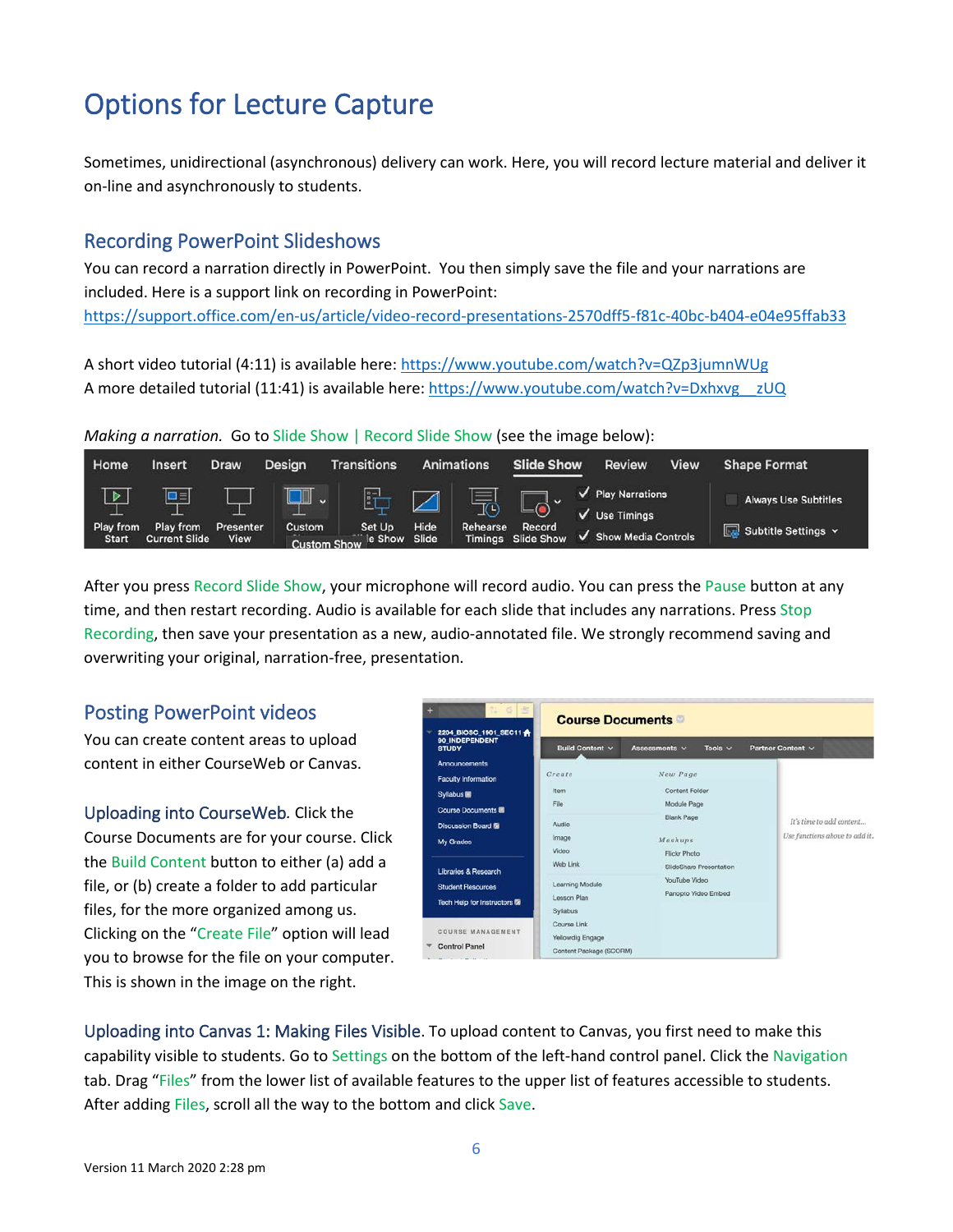# Options for Lecture Capture

Sometimes, unidirectional (asynchronous) delivery can work. Here, you will record lecture material and deliver it on-line and asynchronously to students.

## Recording PowerPoint Slideshows

You can record a narration directly in PowerPoint. You then simply save the file and your narrations are included. Here is a support link on recording in PowerPoint: https://support.office.com/en-us/article/video-record-presentations-2570dff5-f81c-40bc-b404-e04e95ffab33

A short video tutorial (4:11) is available here: https://www.youtube.com/watch?v=QZp3jumnWUg
A more detailed tutorial (11:41) is available here: https://www.youtube.com/watch?v=Dxhxvg__zUQ

*Making a narration.* Go to Slide Show | Record Slide Show (see the image below):

After you press Record Slide Show, your microphone will record audio. You can press the Pause button at any time, and then restart recording. Audio is available for each slide that includes any narrations. Press Stop Recording, then save your presentation as a new, audio-annotated file. We strongly recommend saving and overwriting your original, narration-free, presentation.

## Posting PowerPoint videos

You can create content areas to upload content in either CourseWeb or Canvas.

Uploading into CourseWeb. Click the Course Documents are for your course. Click the Build Content button to either (a) add a file, or (b) create a folder to add particular files, for the more organized among us. Clicking on the "Create File" option will lead you to browse for the file on your computer. This is shown in the image on the right.

Uploading into Canvas 1: Making Files Visible. To upload content to Canvas, you first need to make this capability visible to students. Go to Settings on the bottom of the left-hand control panel. Click the Navigation tab. Drag "Files" from the lower list of available features to the upper list of features accessible to students. After adding Files, scroll all the way to the bottom and click Save.

Version 11 March 2020 2:28 pm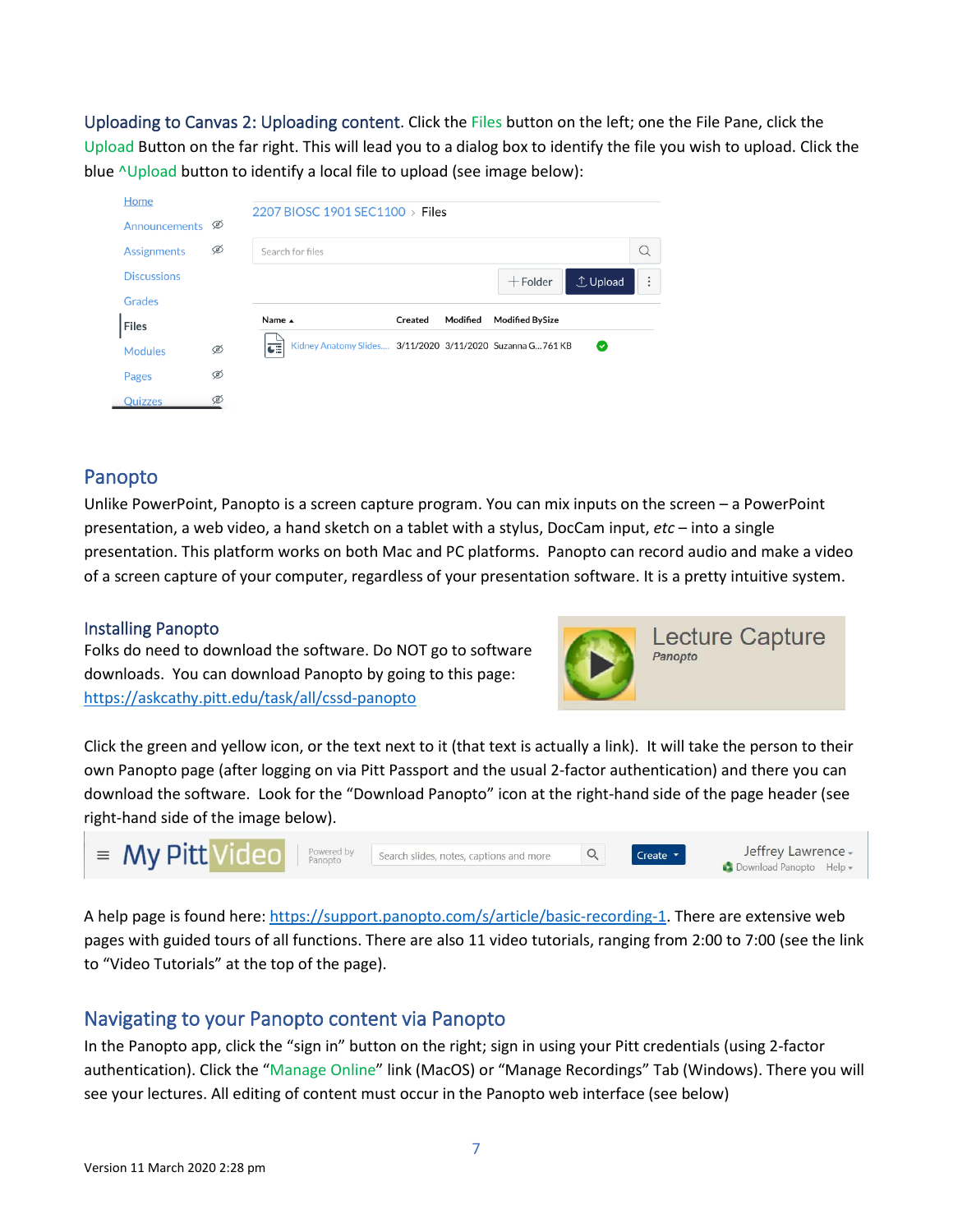**Uploading to Canvas 2: Uploading content.** Click the Files button on the left; one the File Pane, click the Upload Button on the far right. This will lead you to a dialog box to identify the file you wish to upload. Click the blue ^Upload button to identify a local file to upload (see image below):

## Panopto

Unlike PowerPoint, Panopto is a screen capture program. You can mix inputs on the screen – a PowerPoint presentation, a web video, a hand sketch on a tablet with a stylus, DocCam input, *etc* – into a single presentation. This platform works on both Mac and PC platforms. Panopto can record audio and make a video of a screen capture of your computer, regardless of your presentation software. It is a pretty intuitive system.

### Installing Panopto

Folks do need to download the software. Do NOT go to software downloads. You can download Panopto by going to this page: https://askcathy.pitt.edu/task/all/cssd-panopto

Click the green and yellow icon, or the text next to it (that text is actually a link). It will take the person to their own Panopto page (after logging on via Pitt Passport and the usual 2-factor authentication) and there you can download the software. Look for the "Download Panopto" icon at the right-hand side of the page header (see right-hand side of the image below).

A help page is found here: https://support.panopto.com/s/article/basic-recording-1. There are extensive web pages with guided tours of all functions. There are also 11 video tutorials, ranging from 2:00 to 7:00 (see the link to "Video Tutorials" at the top of the page).

## Navigating to your Panopto content via Panopto

In the Panopto app, click the "sign in" button on the right; sign in using your Pitt credentials (using 2-factor authentication). Click the "Manage Online" link (MacOS) or "Manage Recordings" Tab (Windows). There you will see your lectures. All editing of content must occur in the Panopto web interface (see below)

Version 11 March 2020 2:28 pm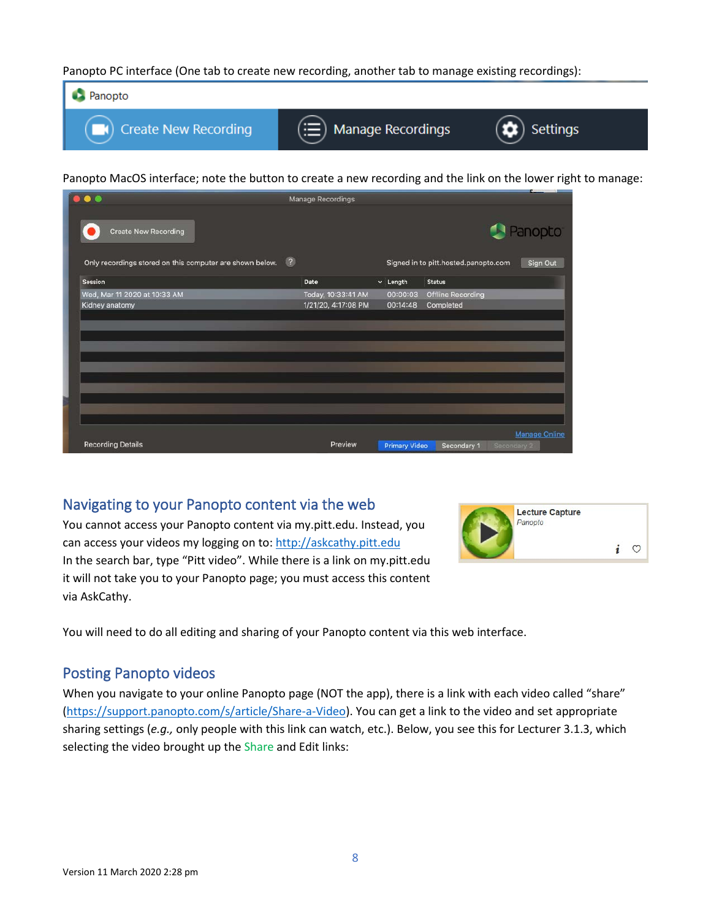Panopto PC interface (One tab to create new recording, another tab to manage existing recordings):

Panopto MacOS interface; note the button to create a new recording and the link on the lower right to manage:

## Navigating to your Panopto content via the web

You cannot access your Panopto content via my.pitt.edu. Instead, you can access your videos my logging on to: http://askcathy.pitt.edu

In the search bar, type "Pitt video". While there is a link on my.pitt.edu it will not take you to your Panopto page; you must access this content via AskCathy.

You will need to do all editing and sharing of your Panopto content via this web interface.

## Posting Panopto videos

When you navigate to your online Panopto page (NOT the app), there is a link with each video called "share" (https://support.panopto.com/s/article/Share-a-Video). You can get a link to the video and set appropriate sharing settings (*e.g.,* only people with this link can watch, etc.). Below, you see this for Lecturer 3.1.3, which selecting the video brought up the Share and Edit links:

Version 11 March 2020 2:28 pm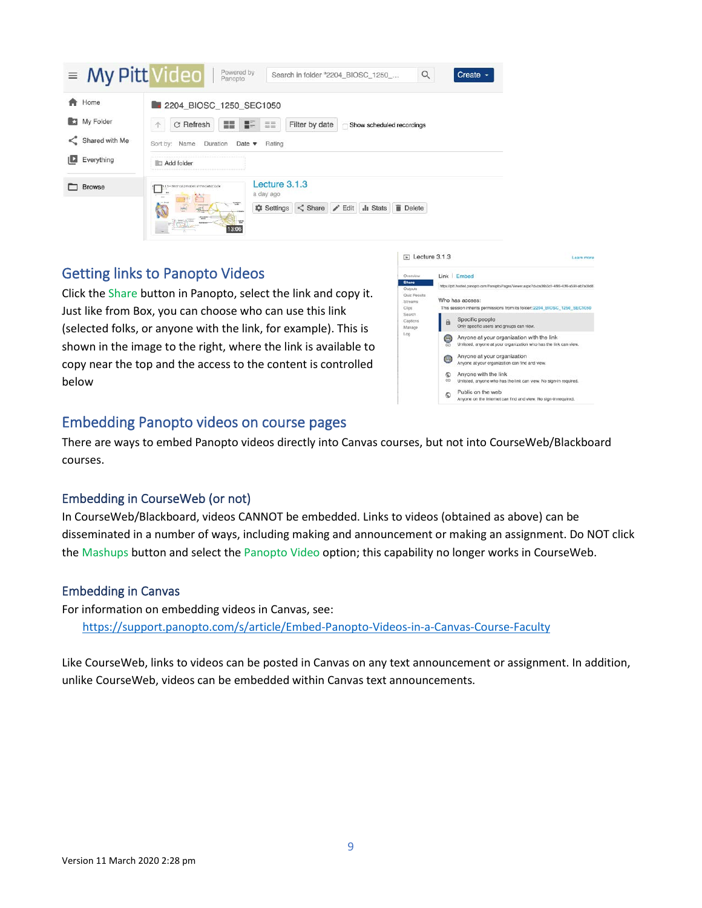## Getting links to Panopto Videos

Click the Share button in Panopto, select the link and copy it. Just like from Box, you can choose who can use this link (selected folks, or anyone with the link, for example). This is shown in the image to the right, where the link is available to copy near the top and the access to the content is controlled below

## Embedding Panopto videos on course pages

There are ways to embed Panopto videos directly into Canvas courses, but not into CourseWeb/Blackboard courses.

### Embedding in CourseWeb (or not)

In CourseWeb/Blackboard, videos CANNOT be embedded. Links to videos (obtained as above) can be disseminated in a number of ways, including making and announcement or making an assignment. Do NOT click the Mashups button and select the Panopto Video option; this capability no longer works in CourseWeb.

### Embedding in Canvas

For information on embedding videos in Canvas, see:

https://support.panopto.com/s/article/Embed-Panopto-Videos-in-a-Canvas-Course-Faculty

Like CourseWeb, links to videos can be posted in Canvas on any text announcement or assignment. In addition, unlike CourseWeb, videos can be embedded within Canvas text announcements.

Version 11 March 2020 2:28 pm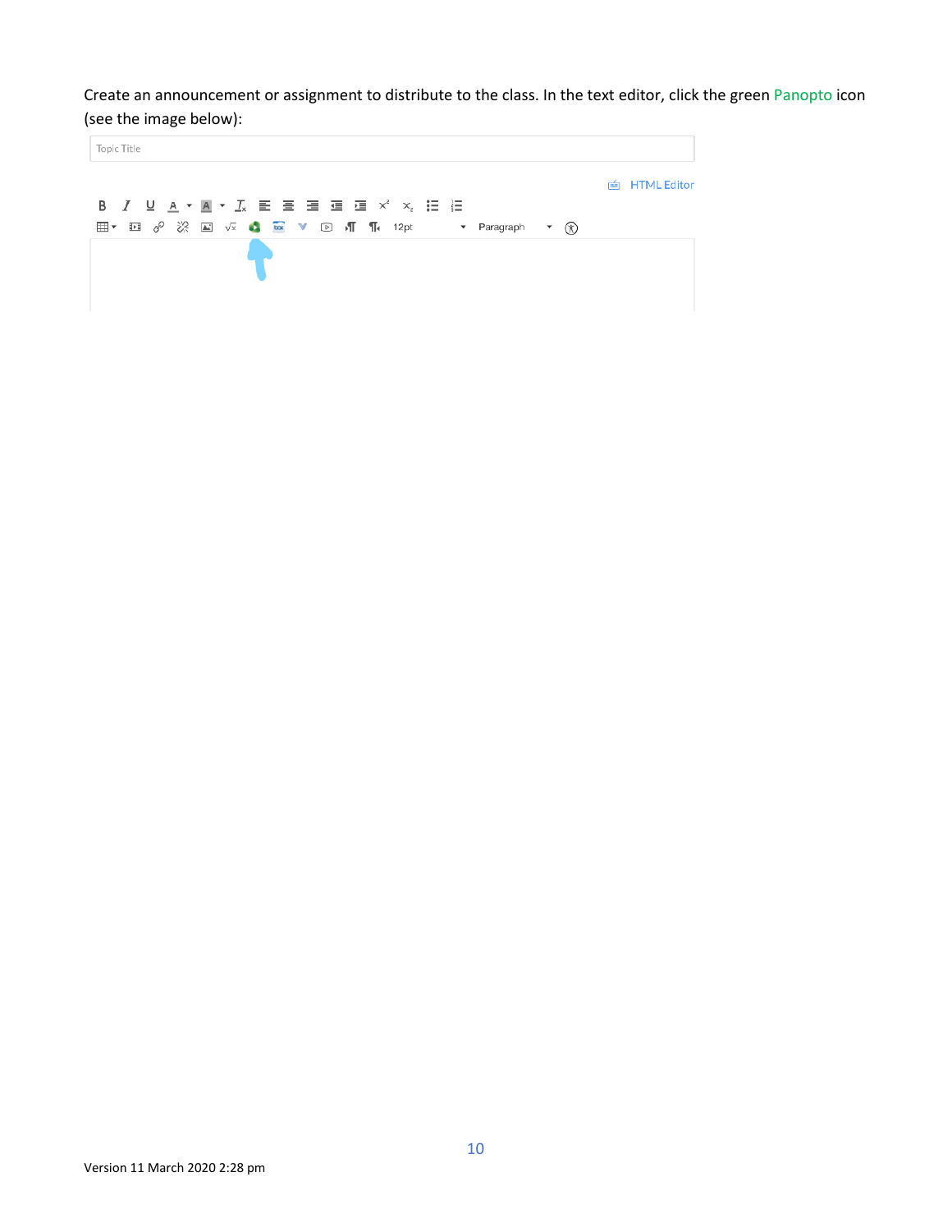Create an announcement or assignment to distribute to the class. In the text editor, click the green Panopto icon (see the image below):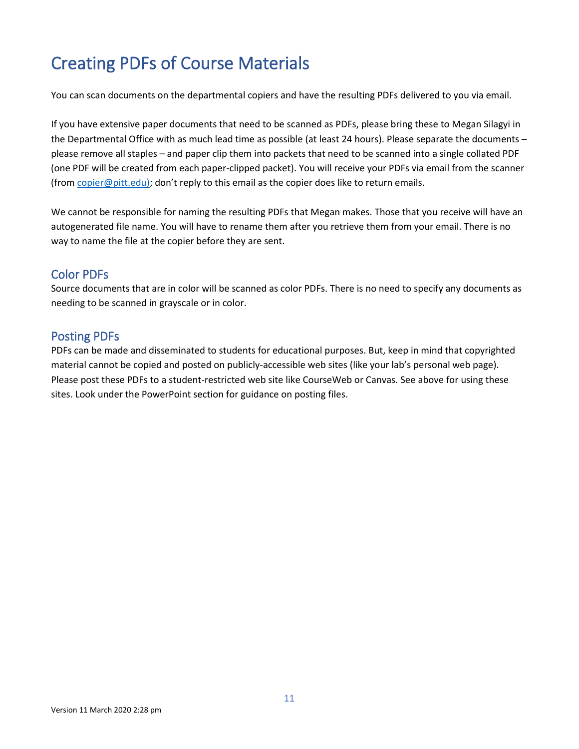# Creating PDFs of Course Materials

You can scan documents on the departmental copiers and have the resulting PDFs delivered to you via email.

If you have extensive paper documents that need to be scanned as PDFs, please bring these to Megan Silagyi in the Departmental Office with as much lead time as possible (at least 24 hours). Please separate the documents – please remove all staples – and paper clip them into packets that need to be scanned into a single collated PDF (one PDF will be created from each paper-clipped packet). You will receive your PDFs via email from the scanner (from copier@pitt.edu); don't reply to this email as the copier does like to return emails.

We cannot be responsible for naming the resulting PDFs that Megan makes. Those that you receive will have an autogenerated file name. You will have to rename them after you retrieve them from your email. There is no way to name the file at the copier before they are sent.

## Color PDFs

Source documents that are in color will be scanned as color PDFs. There is no need to specify any documents as needing to be scanned in grayscale or in color.

## Posting PDFs

PDFs can be made and disseminated to students for educational purposes. But, keep in mind that copyrighted material cannot be copied and posted on publicly-accessible web sites (like your lab's personal web page). Please post these PDFs to a student-restricted web site like CourseWeb or Canvas. See above for using these sites. Look under the PowerPoint section for guidance on posting files.

Version 11 March 2020 2:28 pm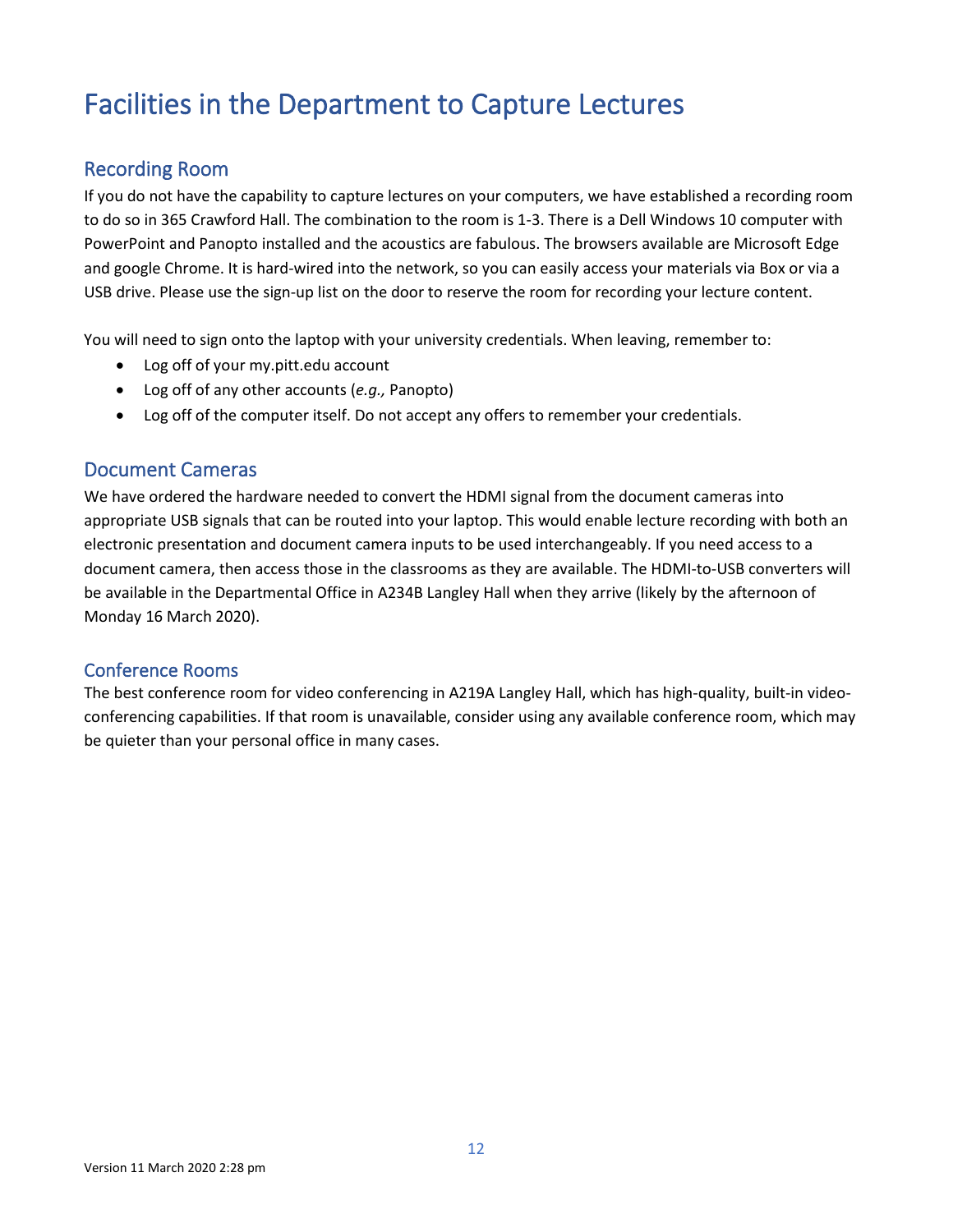# Facilities in the Department to Capture Lectures

## Recording Room

If you do not have the capability to capture lectures on your computers, we have established a recording room to do so in 365 Crawford Hall. The combination to the room is 1-3. There is a Dell Windows 10 computer with PowerPoint and Panopto installed and the acoustics are fabulous. The browsers available are Microsoft Edge and google Chrome. It is hard-wired into the network, so you can easily access your materials via Box or via a USB drive. Please use the sign-up list on the door to reserve the room for recording your lecture content.

You will need to sign onto the laptop with your university credentials. When leaving, remember to:

- Log off of your my.pitt.edu account
- Log off of any other accounts (*e.g.,* Panopto)
- Log off of the computer itself. Do not accept any offers to remember your credentials.

## Document Cameras

We have ordered the hardware needed to convert the HDMI signal from the document cameras into appropriate USB signals that can be routed into your laptop. This would enable lecture recording with both an electronic presentation and document camera inputs to be used interchangeably. If you need access to a document camera, then access those in the classrooms as they are available. The HDMI-to-USB converters will be available in the Departmental Office in A234B Langley Hall when they arrive (likely by the afternoon of Monday 16 March 2020).

## Conference Rooms

The best conference room for video conferencing in A219A Langley Hall, which has high-quality, built-in video-conferencing capabilities. If that room is unavailable, consider using any available conference room, which may be quieter than your personal office in many cases.

Version 11 March 2020 2:28 pm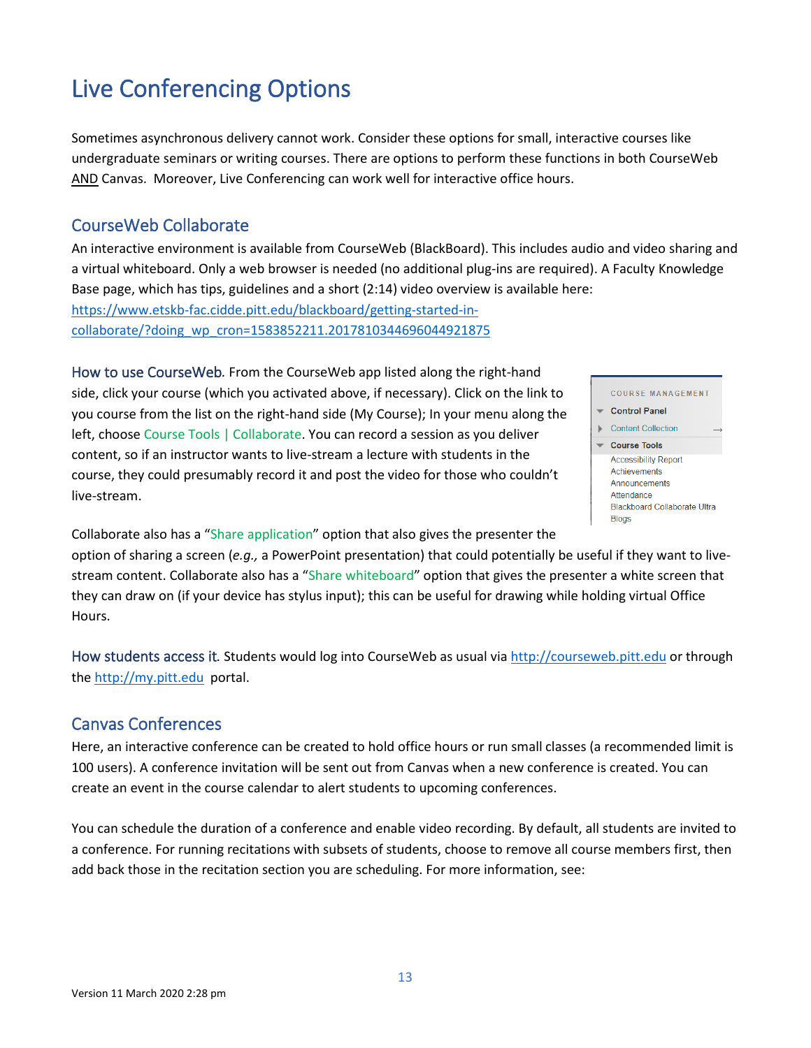# Live Conferencing Options

Sometimes asynchronous delivery cannot work. Consider these options for small, interactive courses like undergraduate seminars or writing courses. There are options to perform these functions in both CourseWeb AND Canvas. Moreover, Live Conferencing can work well for interactive office hours.

## CourseWeb Collaborate

An interactive environment is available from CourseWeb (BlackBoard). This includes audio and video sharing and a virtual whiteboard. Only a web browser is needed (no additional plug-ins are required). A Faculty Knowledge Base page, which has tips, guidelines and a short (2:14) video overview is available here: https://www.etskb-fac.cidde.pitt.edu/blackboard/getting-started-in-collaborate/?doing_wp_cron=1583852211.2017810344696044921875

How to use CourseWeb. From the CourseWeb app listed along the right-hand side, click your course (which you activated above, if necessary). Click on the link to you course from the list on the right-hand side (My Course); In your menu along the left, choose Course Tools | Collaborate. You can record a session as you deliver content, so if an instructor wants to live-stream a lecture with students in the course, they could presumably record it and post the video for those who couldn't live-stream.

COURSE MANAGEMENT
- Control Panel
- Content Collection
- Course Tools
  - Accessibility Report
  - Achievements
  - Announcements
  - Attendance
  - Blackboard Collaborate Ultra
  - Blogs

Collaborate also has a "Share application" option that also gives the presenter the option of sharing a screen (*e.g.,* a PowerPoint presentation) that could potentially be useful if they want to live-stream content. Collaborate also has a "Share whiteboard" option that gives the presenter a white screen that they can draw on (if your device has stylus input); this can be useful for drawing while holding virtual Office Hours.

How students access it. Students would log into CourseWeb as usual via http://courseweb.pitt.edu or through the http://my.pitt.edu portal.

## Canvas Conferences

Here, an interactive conference can be created to hold office hours or run small classes (a recommended limit is 100 users). A conference invitation will be sent out from Canvas when a new conference is created. You can create an event in the course calendar to alert students to upcoming conferences.

You can schedule the duration of a conference and enable video recording. By default, all students are invited to a conference. For running recitations with subsets of students, choose to remove all course members first, then add back those in the recitation section you are scheduling. For more information, see:

Version 11 March 2020 2:28 pm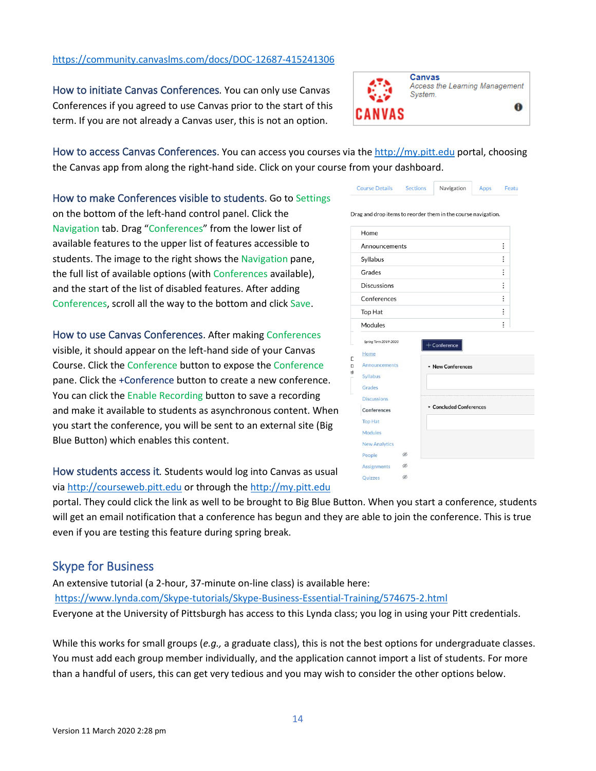https://community.canvaslms.com/docs/DOC-12687-415241306

**How to initiate Canvas Conferences.** You can only use Canvas Conferences if you agreed to use Canvas prior to the start of this term. If you are not already a Canvas user, this is not an option.

**How to access Canvas Conferences.** You can access you courses via the http://my.pitt.edu portal, choosing the Canvas app from along the right-hand side. Click on your course from your dashboard.

**How to make Conferences visible to students.** Go to Settings on the bottom of the left-hand control panel. Click the Navigation tab. Drag "Conferences" from the lower list of available features to the upper list of features accessible to students. The image to the right shows the Navigation pane, the full list of available options (with Conferences available), and the start of the list of disabled features. After adding Conferences, scroll all the way to the bottom and click Save.

**How to use Canvas Conferences.** After making Conferences visible, it should appear on the left-hand side of your Canvas Course. Click the Conference button to expose the Conference pane. Click the +Conference button to create a new conference. You can click the Enable Recording button to save a recording and make it available to students as asynchronous content. When you start the conference, you will be sent to an external site (Big Blue Button) which enables this content.

**How students access it.** Students would log into Canvas as usual via http://courseweb.pitt.edu or through the http://my.pitt.edu portal. They could click the link as well to be brought to Big Blue Button. When you start a conference, students will get an email notification that a conference has begun and they are able to join the conference. This is true even if you are testing this feature during spring break.

## Skype for Business

An extensive tutorial (a 2-hour, 37-minute on-line class) is available here:
https://www.lynda.com/Skype-tutorials/Skype-Business-Essential-Training/574675-2.html
Everyone at the University of Pittsburgh has access to this Lynda class; you log in using your Pitt credentials.

While this works for small groups (*e.g.,* a graduate class), this is not the best options for undergraduate classes. You must add each group member individually, and the application cannot import a list of students. For more than a handful of users, this can get very tedious and you may wish to consider the other options below.

Version 11 March 2020 2:28 pm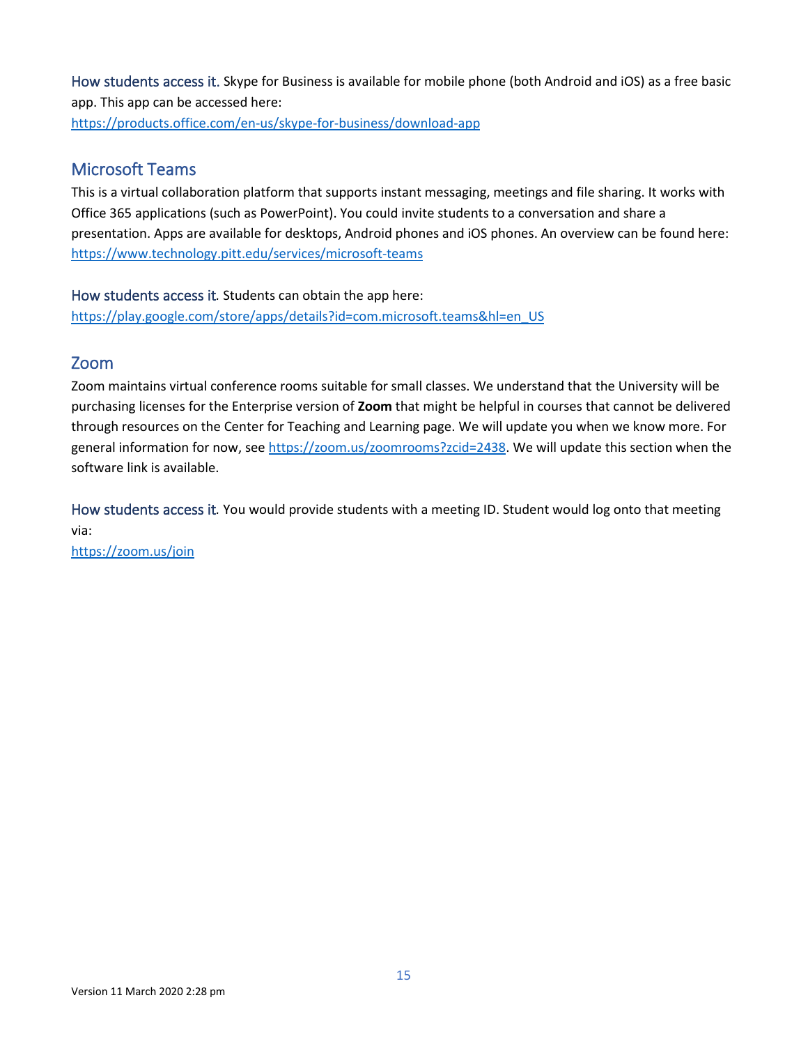How students access it. Skype for Business is available for mobile phone (both Android and iOS) as a free basic app. This app can be accessed here:
https://products.office.com/en-us/skype-for-business/download-app

## Microsoft Teams

This is a virtual collaboration platform that supports instant messaging, meetings and file sharing. It works with Office 365 applications (such as PowerPoint). You could invite students to a conversation and share a presentation. Apps are available for desktops, Android phones and iOS phones. An overview can be found here:
https://www.technology.pitt.edu/services/microsoft-teams

How students access it. Students can obtain the app here:
https://play.google.com/store/apps/details?id=com.microsoft.teams&hl=en_US

## Zoom

Zoom maintains virtual conference rooms suitable for small classes. We understand that the University will be purchasing licenses for the Enterprise version of **Zoom** that might be helpful in courses that cannot be delivered through resources on the Center for Teaching and Learning page. We will update you when we know more. For general information for now, see https://zoom.us/zoomrooms?zcid=2438. We will update this section when the software link is available.

How students access it. You would provide students with a meeting ID. Student would log onto that meeting via:
https://zoom.us/join

Version 11 March 2020 2:28 pm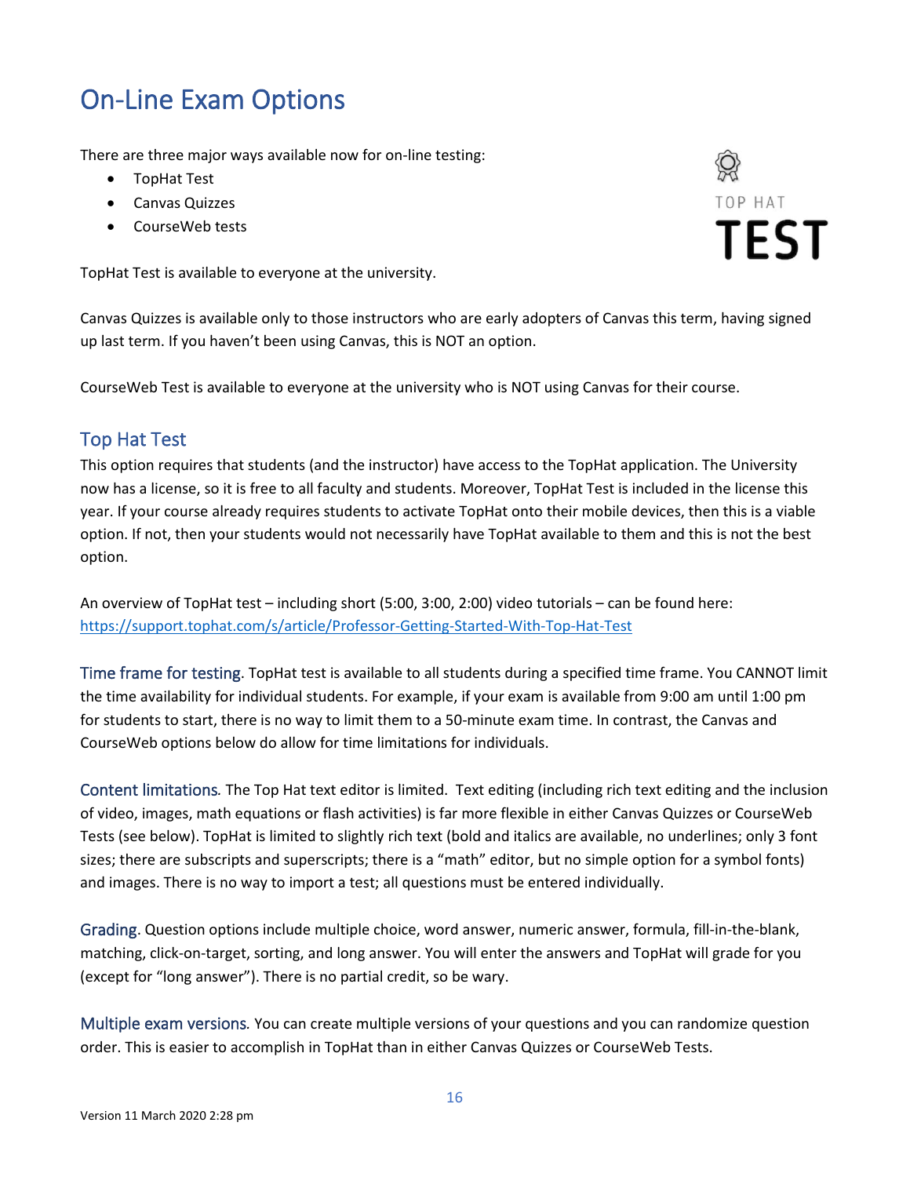# On-Line Exam Options

There are three major ways available now for on-line testing:

- TopHat Test
- Canvas Quizzes
- CourseWeb tests

TOP HAT **TEST**

TopHat Test is available to everyone at the university.

Canvas Quizzes is available only to those instructors who are early adopters of Canvas this term, having signed up last term. If you haven't been using Canvas, this is NOT an option.

CourseWeb Test is available to everyone at the university who is NOT using Canvas for their course.

## Top Hat Test

This option requires that students (and the instructor) have access to the TopHat application. The University now has a license, so it is free to all faculty and students. Moreover, TopHat Test is included in the license this year. If your course already requires students to activate TopHat onto their mobile devices, then this is a viable option. If not, then your students would not necessarily have TopHat available to them and this is not the best option.

An overview of TopHat test – including short (5:00, 3:00, 2:00) video tutorials – can be found here: https://support.tophat.com/s/article/Professor-Getting-Started-With-Top-Hat-Test

Time frame for testing. TopHat test is available to all students during a specified time frame. You CANNOT limit the time availability for individual students. For example, if your exam is available from 9:00 am until 1:00 pm for students to start, there is no way to limit them to a 50-minute exam time. In contrast, the Canvas and CourseWeb options below do allow for time limitations for individuals.

Content limitations. The Top Hat text editor is limited. Text editing (including rich text editing and the inclusion of video, images, math equations or flash activities) is far more flexible in either Canvas Quizzes or CourseWeb Tests (see below). TopHat is limited to slightly rich text (bold and italics are available, no underlines; only 3 font sizes; there are subscripts and superscripts; there is a "math" editor, but no simple option for a symbol fonts) and images. There is no way to import a test; all questions must be entered individually.

Grading. Question options include multiple choice, word answer, numeric answer, formula, fill-in-the-blank, matching, click-on-target, sorting, and long answer. You will enter the answers and TopHat will grade for you (except for "long answer"). There is no partial credit, so be wary.

Multiple exam versions. You can create multiple versions of your questions and you can randomize question order. This is easier to accomplish in TopHat than in either Canvas Quizzes or CourseWeb Tests.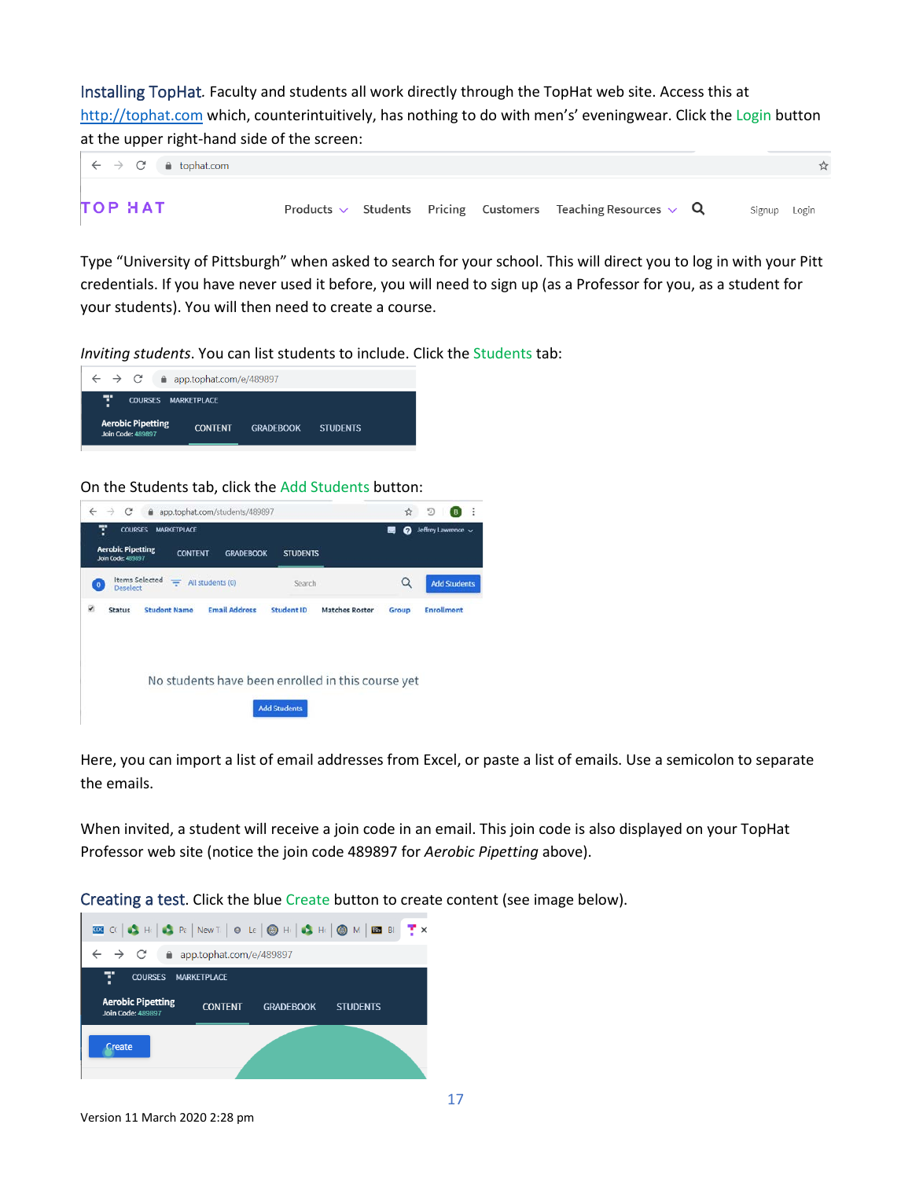Installing TopHat. Faculty and students all work directly through the TopHat web site. Access this at http://tophat.com which, counterintuitively, has nothing to do with men's' eveningwear. Click the Login button at the upper right-hand side of the screen:

Type "University of Pittsburgh" when asked to search for your school. This will direct you to log in with your Pitt credentials. If you have never used it before, you will need to sign up (as a Professor for you, as a student for your students). You will then need to create a course.

*Inviting students*. You can list students to include. Click the Students tab:

On the Students tab, click the Add Students button:

Here, you can import a list of email addresses from Excel, or paste a list of emails. Use a semicolon to separate the emails.

When invited, a student will receive a join code in an email. This join code is also displayed on your TopHat Professor web site (notice the join code 489897 for *Aerobic Pipetting* above).

Creating a test. Click the blue Create button to create content (see image below).

Version 11 March 2020 2:28 pm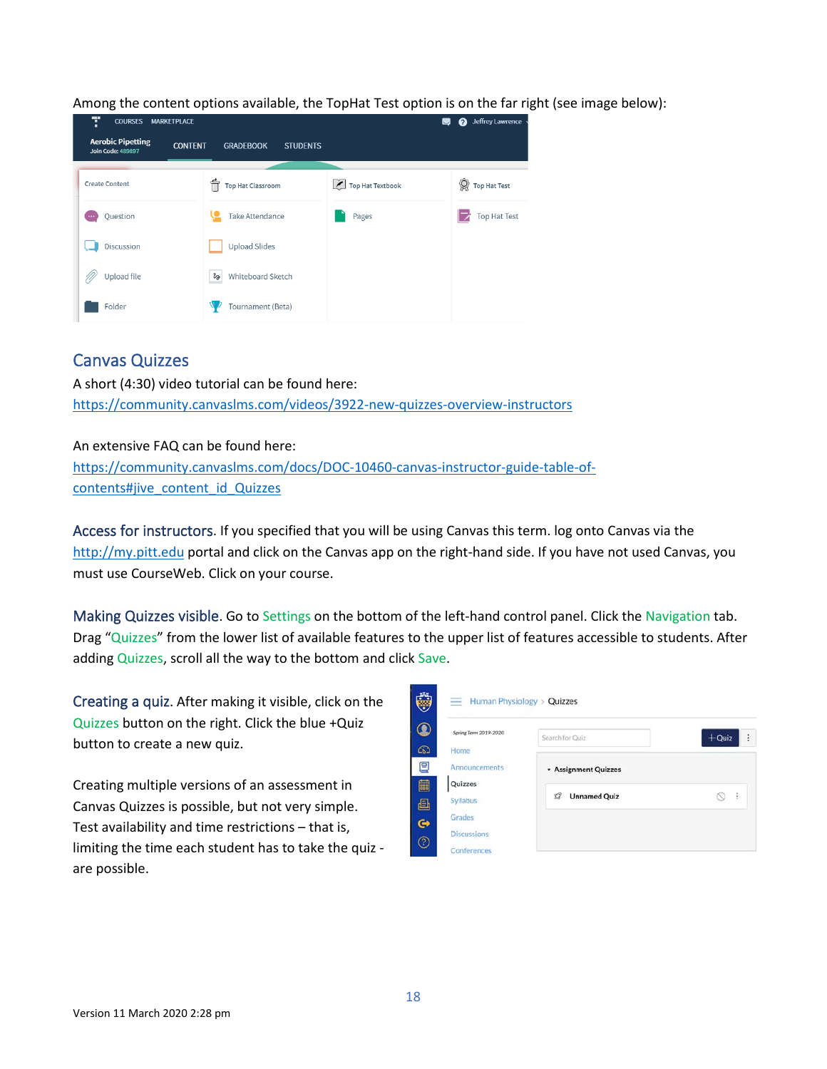Among the content options available, the TopHat Test option is on the far right (see image below):

## Canvas Quizzes

A short (4:30) video tutorial can be found here:
https://community.canvaslms.com/videos/3922-new-quizzes-overview-instructors

An extensive FAQ can be found here:
https://community.canvaslms.com/docs/DOC-10460-canvas-instructor-guide-table-of-contents#jive_content_id_Quizzes

**Access for instructors.** If you specified that you will be using Canvas this term. log onto Canvas via the http://my.pitt.edu portal and click on the Canvas app on the right-hand side. If you have not used Canvas, you must use CourseWeb. Click on your course.

**Making Quizzes visible.** Go to Settings on the bottom of the left-hand control panel. Click the Navigation tab. Drag "Quizzes" from the lower list of available features to the upper list of features accessible to students. After adding Quizzes, scroll all the way to the bottom and click Save.

**Creating a quiz.** After making it visible, click on the Quizzes button on the right. Click the blue +Quiz button to create a new quiz.

Creating multiple versions of an assessment in Canvas Quizzes is possible, but not very simple. Test availability and time restrictions – that is, limiting the time each student has to take the quiz - are possible.

Version 11 March 2020 2:28 pm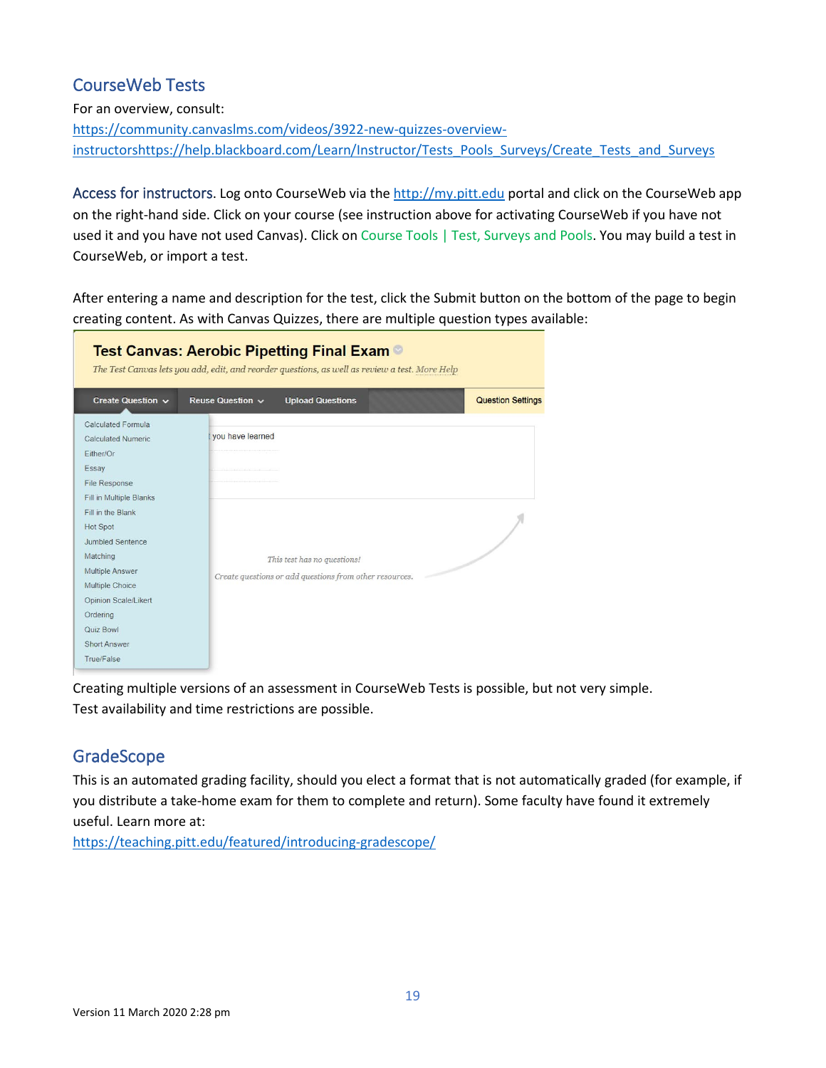## CourseWeb Tests

For an overview, consult:
https://community.canvaslms.com/videos/3922-new-quizzes-overview-instructorshttps://help.blackboard.com/Learn/Instructor/Tests_Pools_Surveys/Create_Tests_and_Surveys

Access for instructors. Log onto CourseWeb via the http://my.pitt.edu portal and click on the CourseWeb app on the right-hand side. Click on your course (see instruction above for activating CourseWeb if you have not used it and you have not used Canvas). Click on Course Tools | Test, Surveys and Pools. You may build a test in CourseWeb, or import a test.

After entering a name and description for the test, click the Submit button on the bottom of the page to begin creating content. As with Canvas Quizzes, there are multiple question types available:

Creating multiple versions of an assessment in CourseWeb Tests is possible, but not very simple.
Test availability and time restrictions are possible.

## GradeScope

This is an automated grading facility, should you elect a format that is not automatically graded (for example, if you distribute a take-home exam for them to complete and return). Some faculty have found it extremely useful. Learn more at:
https://teaching.pitt.edu/featured/introducing-gradescope/

Version 11 March 2020 2:28 pm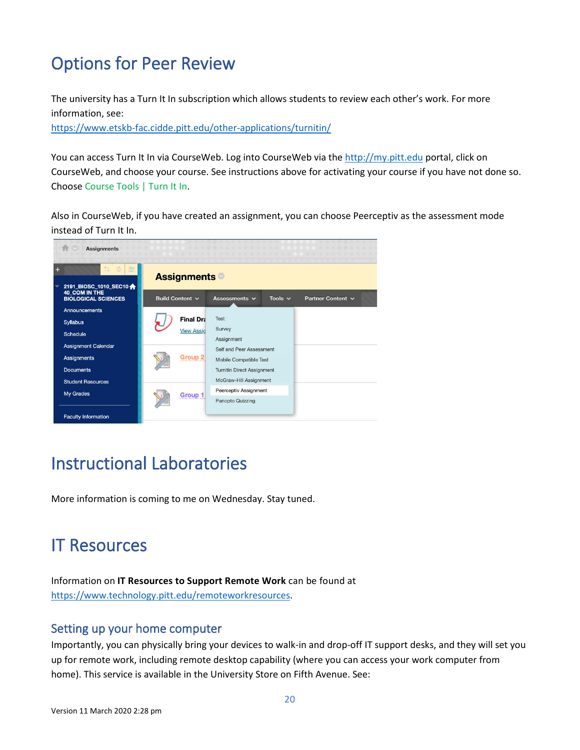# Options for Peer Review

The university has a Turn It In subscription which allows students to review each other's work. For more information, see:
https://www.etskb-fac.cidde.pitt.edu/other-applications/turnitin/

You can access Turn It In via CourseWeb. Log into CourseWeb via the http://my.pitt.edu portal, click on CourseWeb, and choose your course. See instructions above for activating your course if you have not done so. Choose Course Tools | Turn It In.

Also in CourseWeb, if you have created an assignment, you can choose Peerceptiv as the assessment mode instead of Turn It In.

# Instructional Laboratories

More information is coming to me on Wednesday. Stay tuned.

# IT Resources

Information on **IT Resources to Support Remote Work** can be found at https://www.technology.pitt.edu/remoteworkresources.

## Setting up your home computer

Importantly, you can physically bring your devices to walk-in and drop-off IT support desks, and they will set you up for remote work, including remote desktop capability (where you can access your work computer from home). This service is available in the University Store on Fifth Avenue. See:

Version 11 March 2020 2:28 pm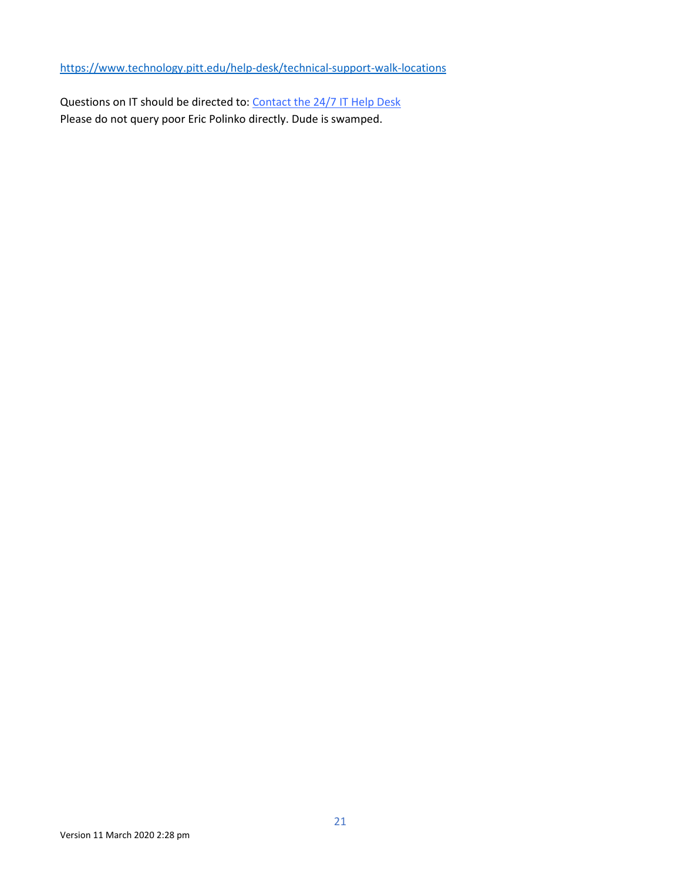https://www.technology.pitt.edu/help-desk/technical-support-walk-locations

Questions on IT should be directed to: Contact the 24/7 IT Help Desk
Please do not query poor Eric Polinko directly. Dude is swamped.

Version 11 March 2020 2:28 pm